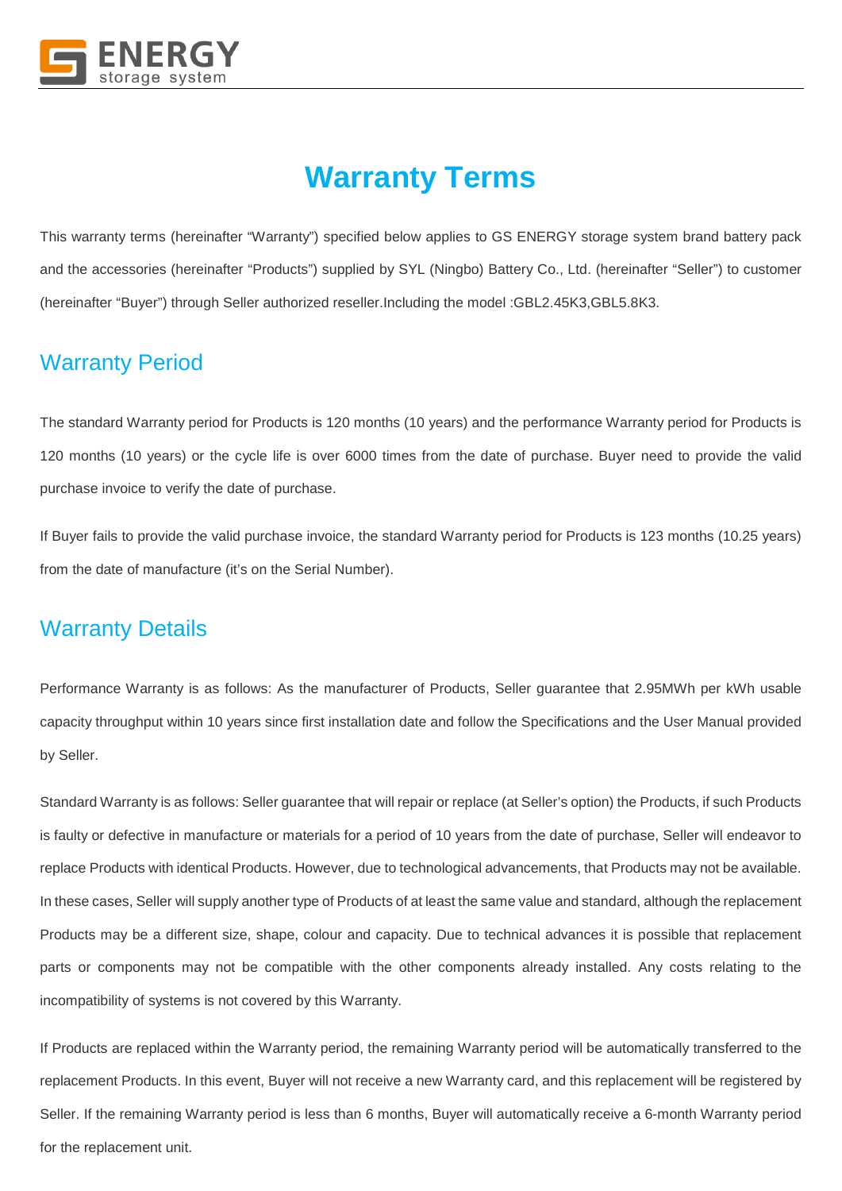# Warranty Terms

This warranty terms (hereinafter "Warranty") specified below applies to GS ENERGY storage system brand battery pack and the accessories (hereinafter "Products") supplied by SYL (Ningbo) Battery Co., Ltd. (hereinafter "Seller") to customer (hereinafter "Buyer") through Seller authorized reseller.Including the model :GBL2.45K3,GBL5.8K3.

## Warranty Period

The standard Warranty period for Products is 120 months (10 years) and the performance Warranty period for Products is 120 months (10 years) or the cycle life is over 6000 times from the date of purchase. Buyer need to provide the valid purchase invoice to verify the date of purchase.

If Buyer fails to provide the valid purchase invoice, the standard Warranty period for Products is 123 months (10.25 years) from the date of manufacture (it's on the Serial Number).

## Warranty Details

Performance Warranty is as follows: As the manufacturer of Products, Seller guarantee that 2.95MWh per kWh usable capacity throughput within 10 years since first installation date and follow the Specifications and the User Manual provided by Seller.

Standard Warranty is as follows: Seller guarantee that will repair or replace (at Seller's option) the Products, if such Products is faulty or defective in manufacture or materials for a period of 10 years from the date of purchase, Seller will endeavor to replace Products with identical Products. However, due to technological advancements, that Products may not be available. In these cases, Seller will supply another type of Products of at least the same value and standard, although the replacement Products may be a different size, shape, colour and capacity. Due to technical advances it is possible that replacement parts or components may not be compatible with the other components already installed. Any costs relating to the incompatibility of systems is not covered by this Warranty.

If Products are replaced within the Warranty period, the remaining Warranty period will be automatically transferred to the replacement Products. In this event, Buyer will not receive a new Warranty card, and this replacement will be registered by Seller. If the remaining Warranty period is less than 6 months, Buyer will automatically receive a 6-month Warranty period for the replacement unit.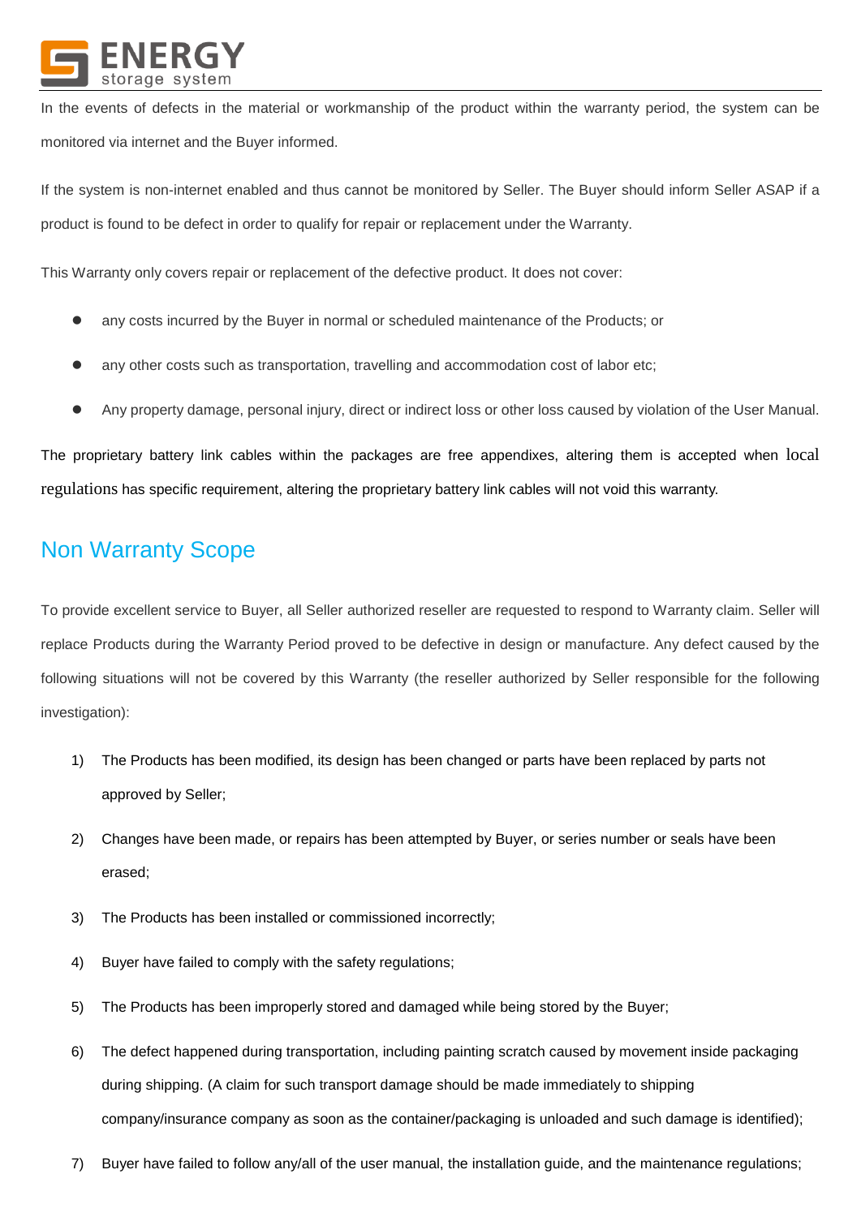In the events of defects in the material or workmanship of the product within the warranty period, the system can be monitored via internet and the Buyer informed.

If the system is non-internet enabled and thus cannot be monitored by Seller. The Buyer should inform Seller ASAP if a product is found to be defect in order to qualify for repair or replacement under the Warranty.

This Warranty only covers repair or replacement of the defective product. It does not cover:

- any costs incurred by the Buyer in normal or scheduled maintenance of the Products; or
- any other costs such as transportation, travelling and accommodation cost of labor etc;
- Any property damage, personal injury, direct or indirect loss or other loss caused by violation of the User Manual.

The proprietary battery link cables within the packages are free appendixes, altering them is accepted when local regulations has specific requirement, altering the proprietary battery link cables will not void this warranty.

## Non Warranty Scope

To provide excellent service to Buyer, all Seller authorized reseller are requested to respond to Warranty claim. Seller will replace Products during the Warranty Period proved to be defective in design or manufacture. Any defect caused by the following situations will not be covered by this Warranty (the reseller authorized by Seller responsible for the following investigation):

1) The Products has been modified, its design has been changed or parts have been replaced by parts not approved by Seller;
2) Changes have been made, or repairs has been attempted by Buyer, or series number or seals have been erased;
3) The Products has been installed or commissioned incorrectly;
4) Buyer have failed to comply with the safety regulations;
5) The Products has been improperly stored and damaged while being stored by the Buyer;
6) The defect happened during transportation, including painting scratch caused by movement inside packaging during shipping. (A claim for such transport damage should be made immediately to shipping company/insurance company as soon as the container/packaging is unloaded and such damage is identified);
7) Buyer have failed to follow any/all of the user manual, the installation guide, and the maintenance regulations;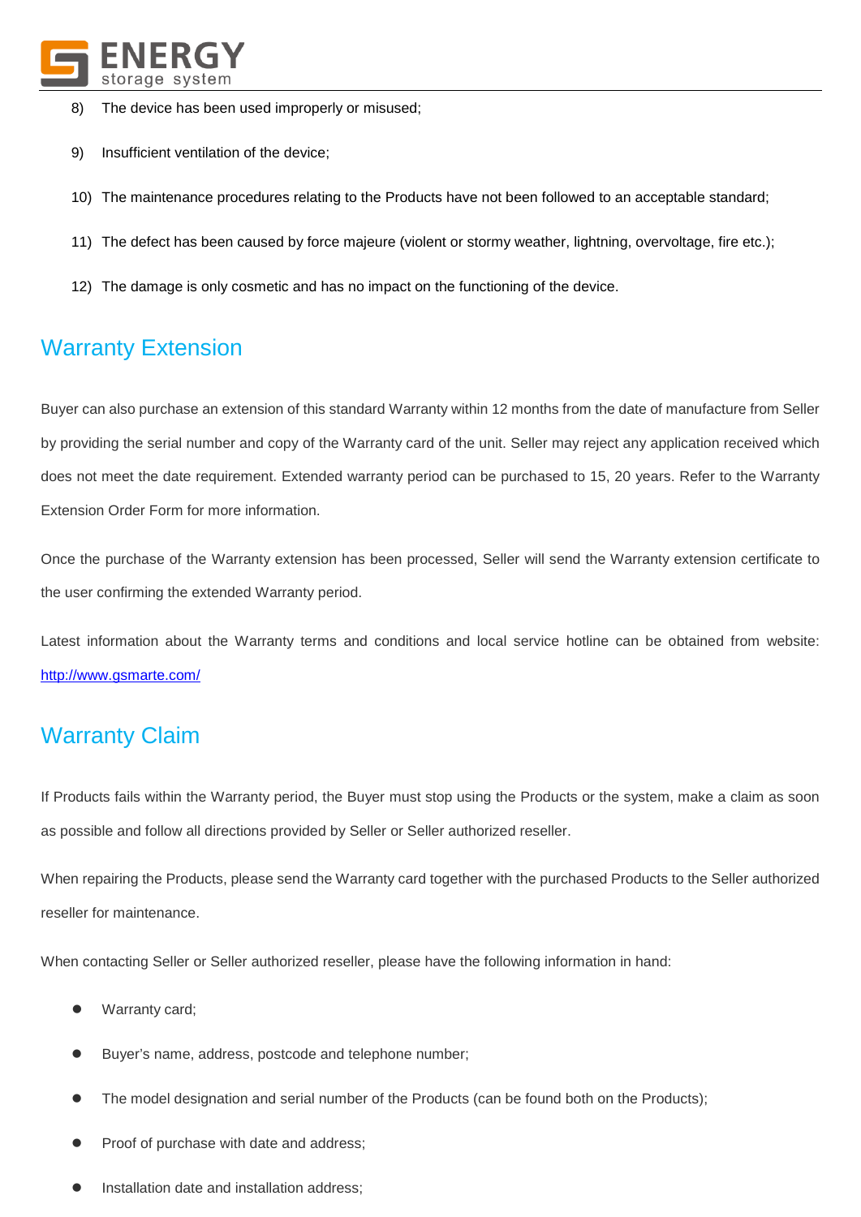8) The device has been used improperly or misused;

9) Insufficient ventilation of the device;

10) The maintenance procedures relating to the Products have not been followed to an acceptable standard;

11) The defect has been caused by force majeure (violent or stormy weather, lightning, overvoltage, fire etc.);

12) The damage is only cosmetic and has no impact on the functioning of the device.

## Warranty Extension

Buyer can also purchase an extension of this standard Warranty within 12 months from the date of manufacture from Seller by providing the serial number and copy of the Warranty card of the unit. Seller may reject any application received which does not meet the date requirement. Extended warranty period can be purchased to 15, 20 years. Refer to the Warranty Extension Order Form for more information.

Once the purchase of the Warranty extension has been processed, Seller will send the Warranty extension certificate to the user confirming the extended Warranty period.

Latest information about the Warranty terms and conditions and local service hotline can be obtained from website: [http://www.gsmarte.com/](http://www.gsmarte.com/)

## Warranty Claim

If Products fails within the Warranty period, the Buyer must stop using the Products or the system, make a claim as soon as possible and follow all directions provided by Seller or Seller authorized reseller.

When repairing the Products, please send the Warranty card together with the purchased Products to the Seller authorized reseller for maintenance.

When contacting Seller or Seller authorized reseller, please have the following information in hand:

- Warranty card;
- Buyer's name, address, postcode and telephone number;
- The model designation and serial number of the Products (can be found both on the Products);
- Proof of purchase with date and address;
- Installation date and installation address;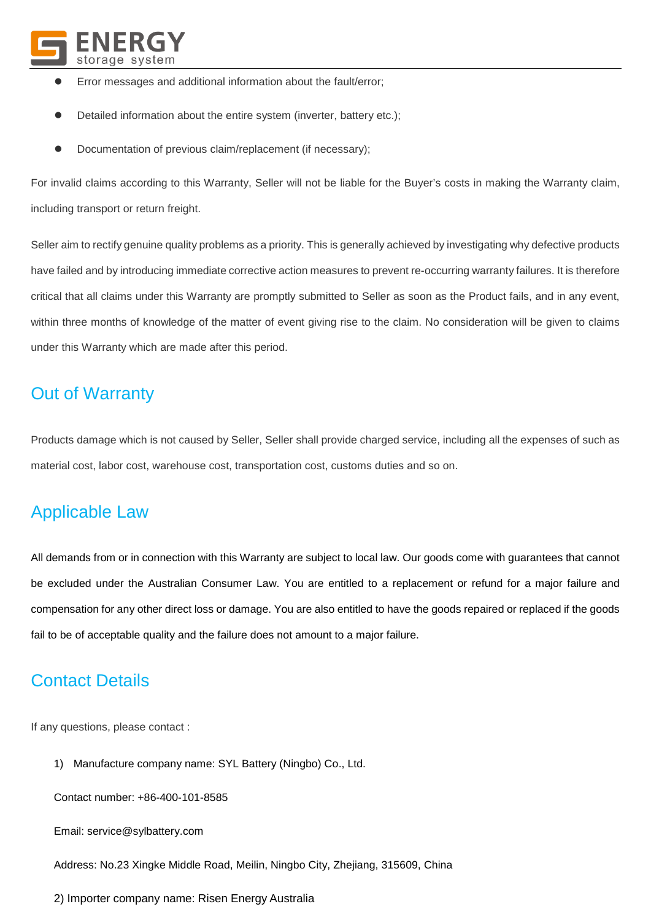- Error messages and additional information about the fault/error;
- Detailed information about the entire system (inverter, battery etc.);
- Documentation of previous claim/replacement (if necessary);

For invalid claims according to this Warranty, Seller will not be liable for the Buyer's costs in making the Warranty claim, including transport or return freight.

Seller aim to rectify genuine quality problems as a priority. This is generally achieved by investigating why defective products have failed and by introducing immediate corrective action measures to prevent re-occurring warranty failures. It is therefore critical that all claims under this Warranty are promptly submitted to Seller as soon as the Product fails, and in any event, within three months of knowledge of the matter of event giving rise to the claim. No consideration will be given to claims under this Warranty which are made after this period.

## Out of Warranty

Products damage which is not caused by Seller, Seller shall provide charged service, including all the expenses of such as material cost, labor cost, warehouse cost, transportation cost, customs duties and so on.

## Applicable Law

All demands from or in connection with this Warranty are subject to local law. Our goods come with guarantees that cannot be excluded under the Australian Consumer Law. You are entitled to a replacement or refund for a major failure and compensation for any other direct loss or damage. You are also entitled to have the goods repaired or replaced if the goods fail to be of acceptable quality and the failure does not amount to a major failure.

## Contact Details

If any questions, please contact :

1) Manufacture company name: SYL Battery (Ningbo) Co., Ltd.

Contact number: +86-400-101-8585

Email: service@sylbattery.com

Address: No.23 Xingke Middle Road, Meilin, Ningbo City, Zhejiang, 315609, China

2) Importer company name: Risen Energy Australia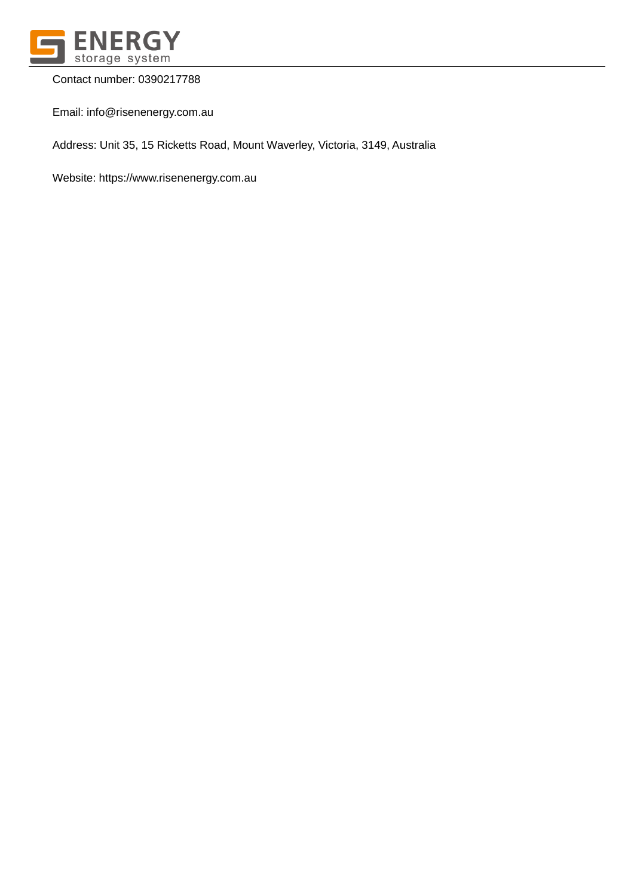Contact number: 0390217788

Email: info@risenenergy.com.au

Address: Unit 35, 15 Ricketts Road, Mount Waverley, Victoria, 3149, Australia

Website: https://www.risenenergy.com.au